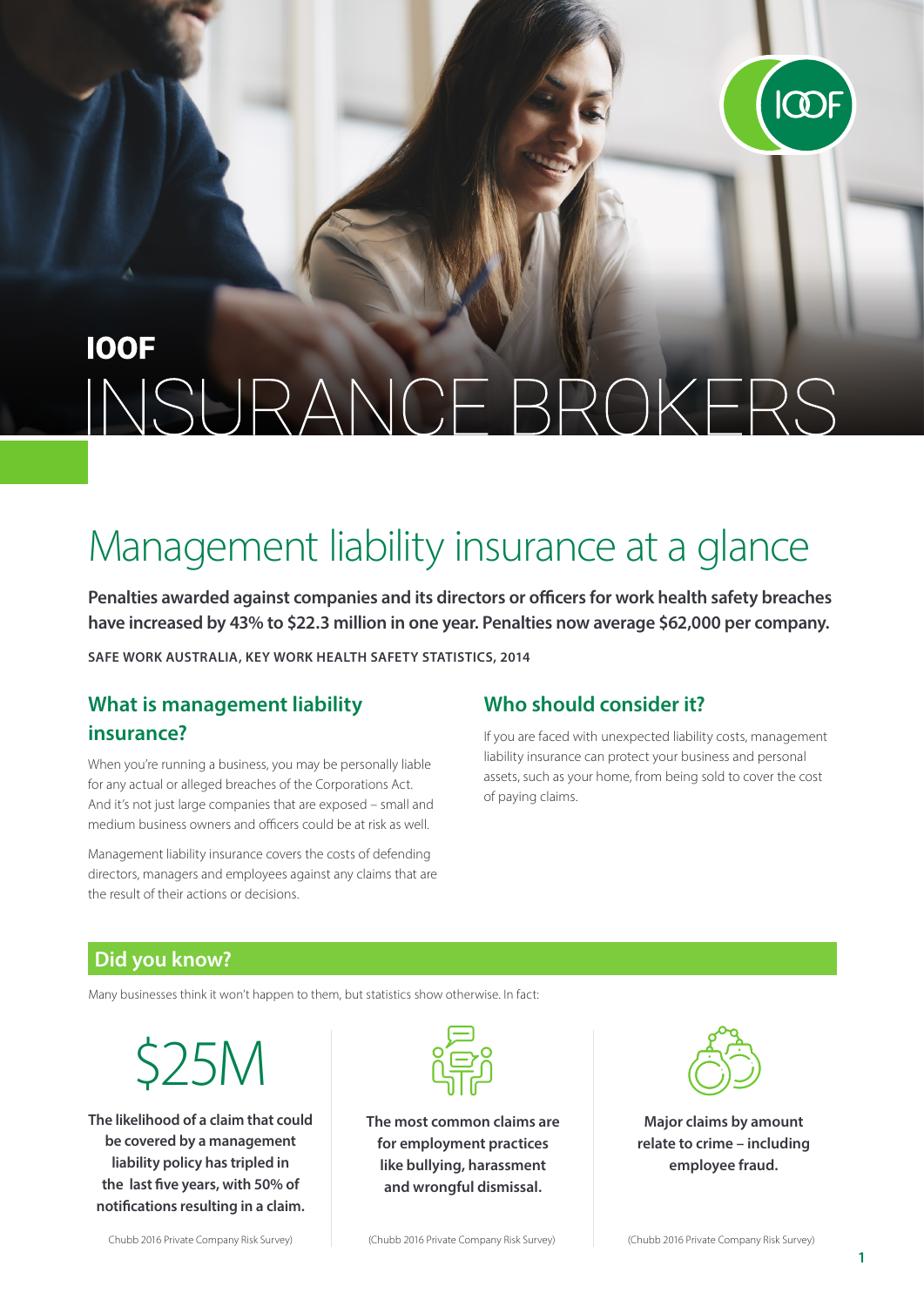# IOOF INSURANCE BROKERS

## Management liability insurance at a glance

**Penalties awarded against companies and its directors or officers for work health safety breaches have increased by 43% to $22.3 million in one year. Penalties now average $62,000 per company.**

**SAFE WORK AUSTRALIA, KEY WORK HEALTH SAFETY STATISTICS, 2014**

### What is management liability insurance?

When you're running a business, you may be personally liable for any actual or alleged breaches of the Corporations Act. And it's not just large companies that are exposed – small and medium business owners and officers could be at risk as well.

Management liability insurance covers the costs of defending directors, managers and employees against any claims that are the result of their actions or decisions.

### Who should consider it?

If you are faced with unexpected liability costs, management liability insurance can protect your business and personal assets, such as your home, from being sold to cover the cost of paying claims.

### Did you know?

Many businesses think it won't happen to them, but statistics show otherwise. In fact:

$25M

**The likelihood of a claim that could be covered by a management liability policy has tripled in the last five years, with 50% of notifications resulting in a claim.**

Chubb 2016 Private Company Risk Survey)

**The most common claims are for employment practices like bullying, harassment and wrongful dismissal.**

(Chubb 2016 Private Company Risk Survey)

**Major claims by amount relate to crime – including employee fraud.**

(Chubb 2016 Private Company Risk Survey)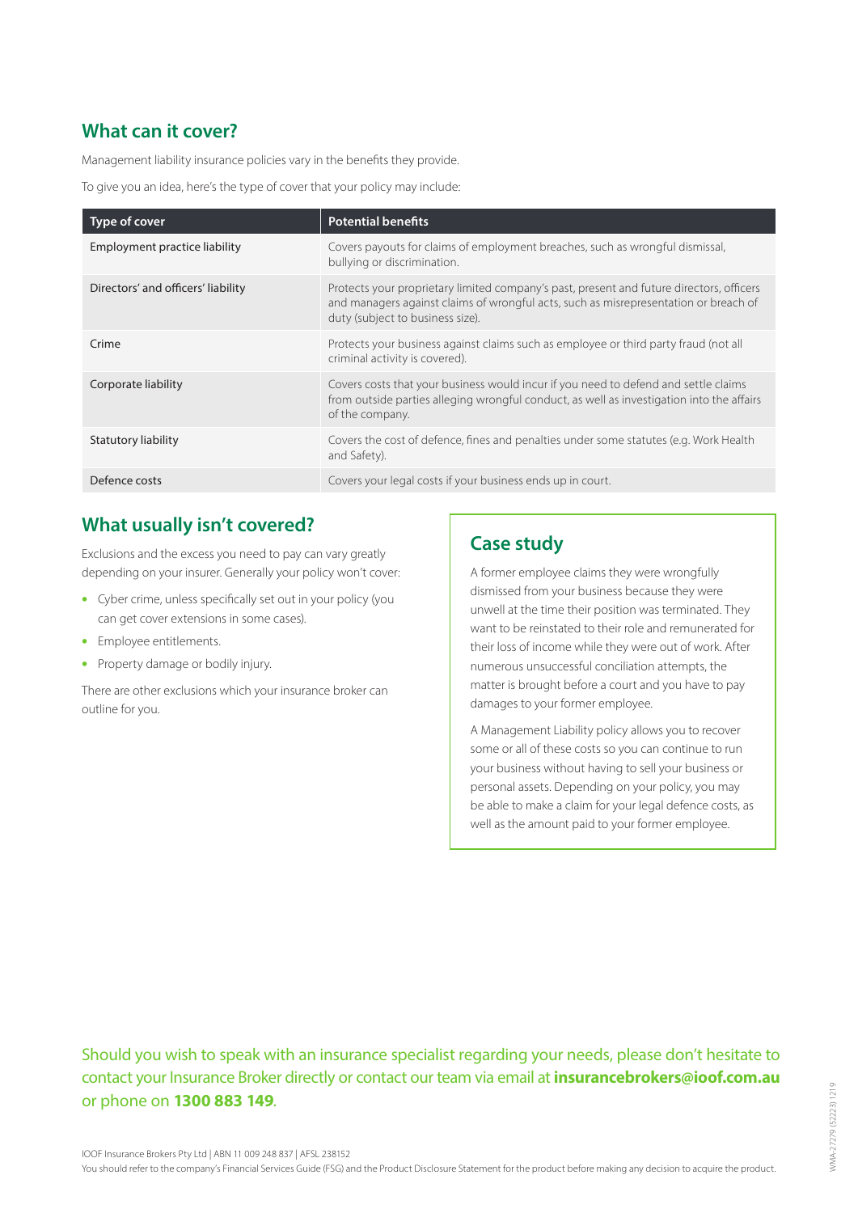## What can it cover?

Management liability insurance policies vary in the benefits they provide.

To give you an idea, here's the type of cover that your policy may include:

| Type of cover | Potential benefits |
|---|---|
| Employment practice liability | Covers payouts for claims of employment breaches, such as wrongful dismissal, bullying or discrimination. |
| Directors' and officers' liability | Protects your proprietary limited company's past, present and future directors, officers and managers against claims of wrongful acts, such as misrepresentation or breach of duty (subject to business size). |
| Crime | Protects your business against claims such as employee or third party fraud (not all criminal activity is covered). |
| Corporate liability | Covers costs that your business would incur if you need to defend and settle claims from outside parties alleging wrongful conduct, as well as investigation into the affairs of the company. |
| Statutory liability | Covers the cost of defence, fines and penalties under some statutes (e.g. Work Health and Safety). |
| Defence costs | Covers your legal costs if your business ends up in court. |

## What usually isn't covered?

Exclusions and the excess you need to pay can vary greatly depending on your insurer. Generally your policy won't cover:

- Cyber crime, unless specifically set out in your policy (you can get cover extensions in some cases).
- Employee entitlements.
- Property damage or bodily injury.

There are other exclusions which your insurance broker can outline for you.

## Case study

A former employee claims they were wrongfully dismissed from your business because they were unwell at the time their position was terminated. They want to be reinstated to their role and remunerated for their loss of income while they were out of work. After numerous unsuccessful conciliation attempts, the matter is brought before a court and you have to pay damages to your former employee.

A Management Liability policy allows you to recover some or all of these costs so you can continue to run your business without having to sell your business or personal assets. Depending on your policy, you may be able to make a claim for your legal defence costs, as well as the amount paid to your former employee.

Should you wish to speak with an insurance specialist regarding your needs, please don't hesitate to contact your Insurance Broker directly or contact our team via email at **insurancebrokers@ioof.com.au** or phone on **1300 883 149**.

IOOF Insurance Brokers Pty Ltd | ABN 11 009 248 837 | AFSL 238152
You should refer to the company's Financial Services Guide (FSG) and the Product Disclosure Statement for the product before making any decision to acquire the product.

WMA-27279 (52223) 1219